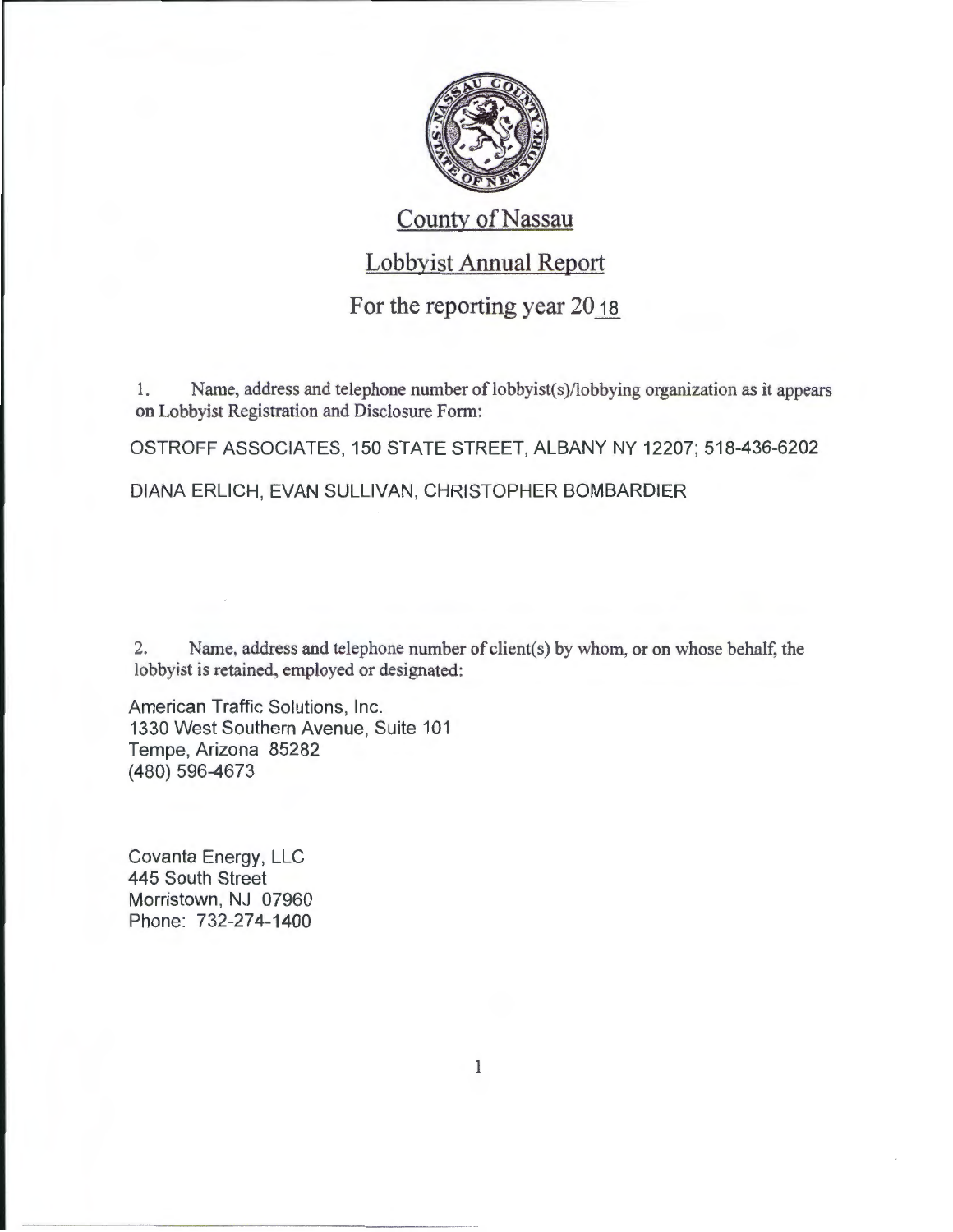# County of Nassau

## Lobbyist Annual Report

### For the reporting year 2018

1. Name, address and telephone number of lobbyist(s)/lobbying organization as it appears on Lobbyist Registration and Disclosure Form:

OSTROFF ASSOCIATES, 150 STATE STREET, ALBANY NY 12207; 518-436-6202

DIANA ERLICH, EVAN SULLIVAN, CHRISTOPHER BOMBARDIER

2. Name, address and telephone number of client(s) by whom, or on whose behalf, the lobbyist is retained, employed or designated:

American Traffic Solutions, Inc.
1330 West Southern Avenue, Suite 101
Tempe, Arizona 85282
(480) 596-4673

Covanta Energy, LLC
445 South Street
Morristown, NJ 07960
Phone: 732-274-1400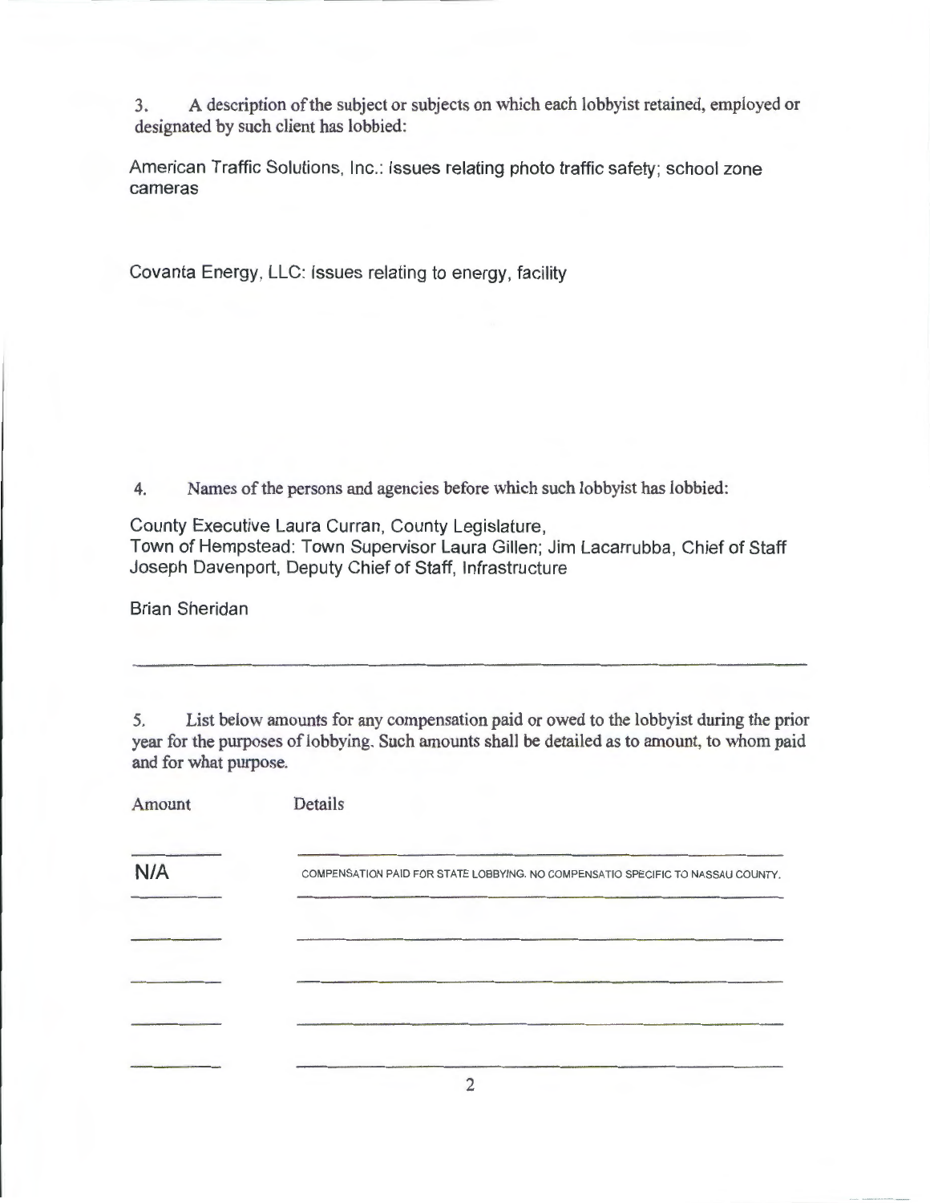3. A description of the subject or subjects on which each lobbyist retained, employed or designated by such client has lobbied:

American Traffic Solutions, Inc.: Issues relating photo traffic safety; school zone cameras

Covanta Energy, LLC: Issues relating to energy, facility

4. Names of the persons and agencies before which such lobbyist has lobbied:

County Executive Laura Curran, County Legislature,
Town of Hempstead: Town Supervisor Laura Gillen; Jim Lacarrubba, Chief of Staff
Joseph Davenport, Deputy Chief of Staff, Infrastructure

Brian Sheridan

5. List below amounts for any compensation paid or owed to the lobbyist during the prior year for the purposes of lobbying. Such amounts shall be detailed as to amount, to whom paid and for what purpose.

| Amount | Details |
|---|---|
| N/A | COMPENSATION PAID FOR STATE LOBBYING. NO COMPENSATIO SPECIFIC TO NASSAU COUNTY. |
| | |
| | |
| | |
| | |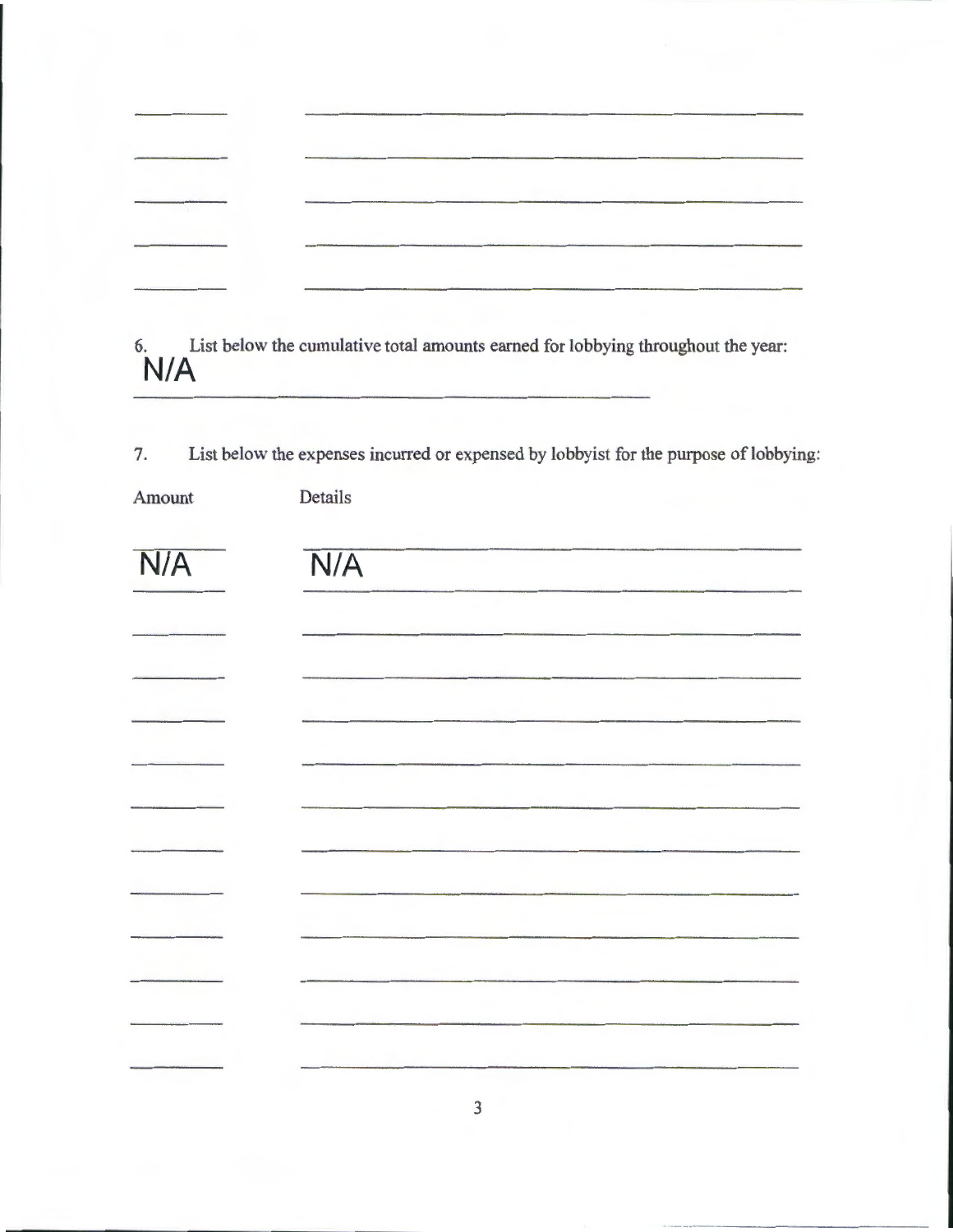6. List below the cumulative total amounts earned for lobbying throughout the year:

N/A

7. List below the expenses incurred or expensed by lobbyist for the purpose of lobbying:

| Amount | Details |
|---|---|
| N/A | N/A |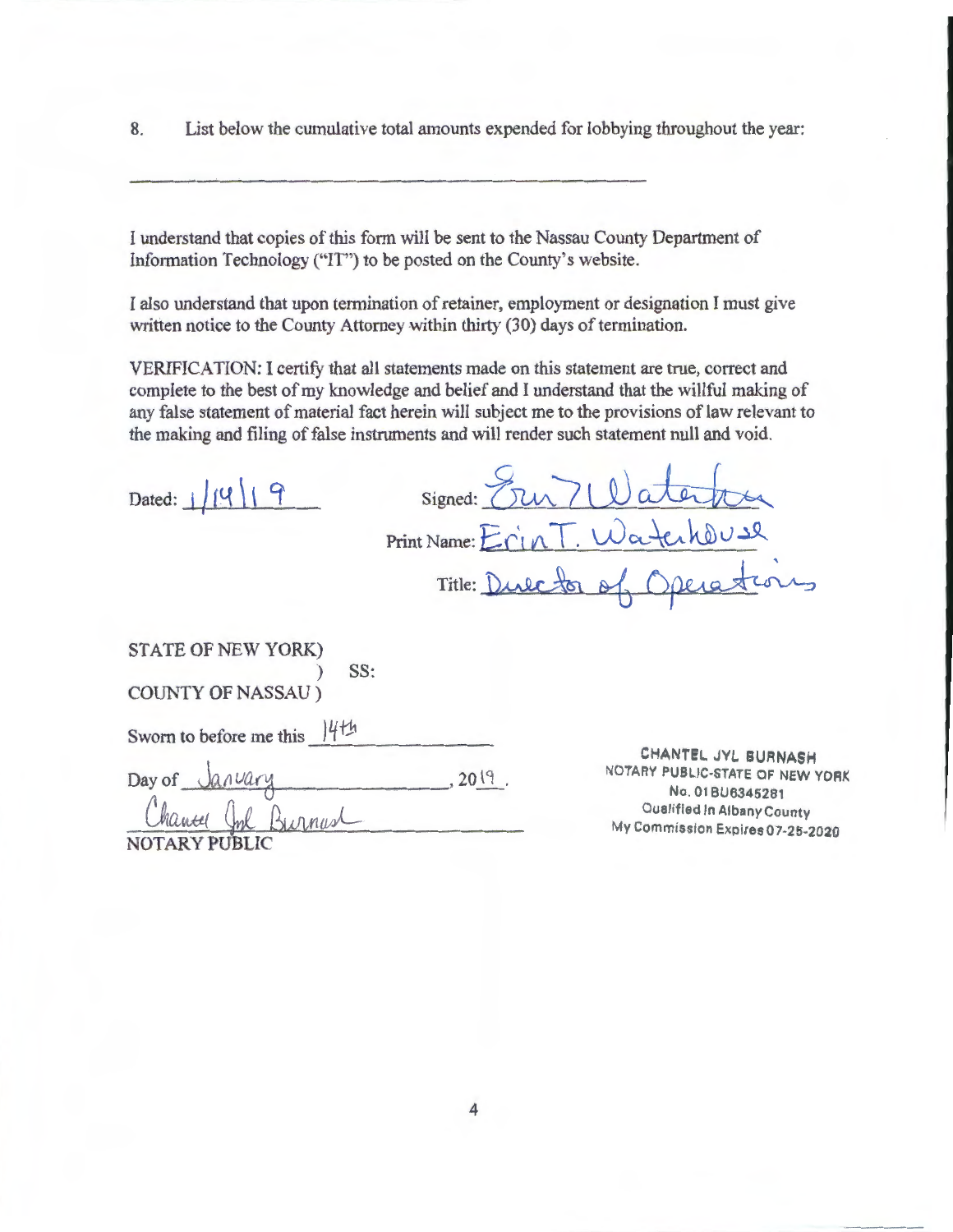8. List below the cumulative total amounts expended for lobbying throughout the year:

\_\_\_\_\_\_\_\_\_\_\_\_\_\_\_\_\_\_\_\_\_\_\_\_\_\_\_\_\_\_\_\_\_\_\_\_\_\_\_\_\_\_\_\_

I understand that copies of this form will be sent to the Nassau County Department of Information Technology ("IT") to be posted on the County's website.

I also understand that upon termination of retainer, employment or designation I must give written notice to the County Attorney within thirty (30) days of termination.

VERIFICATION: I certify that all statements made on this statement are true, correct and complete to the best of my knowledge and belief and I understand that the willful making of any false statement of material fact herein will subject me to the provisions of law relevant to the making and filing of false instruments and will render such statement null and void.

Dated: 1/14/19

Signed: Erin T Waterhouse

Print Name: Erin T. Waterhouse

Title: Director of Operations

STATE OF NEW YORK)
) SS:
COUNTY OF NASSAU )

Sworn to before me this 14th

Day of January, 2019.

Chantel Jyl Burnash
NOTARY PUBLIC

CHANTEL JYL BURNASH
NOTARY PUBLIC-STATE OF NEW YORK
No. 01BU6345281
Qualified in Albany County
My Commission Expires 07-25-2020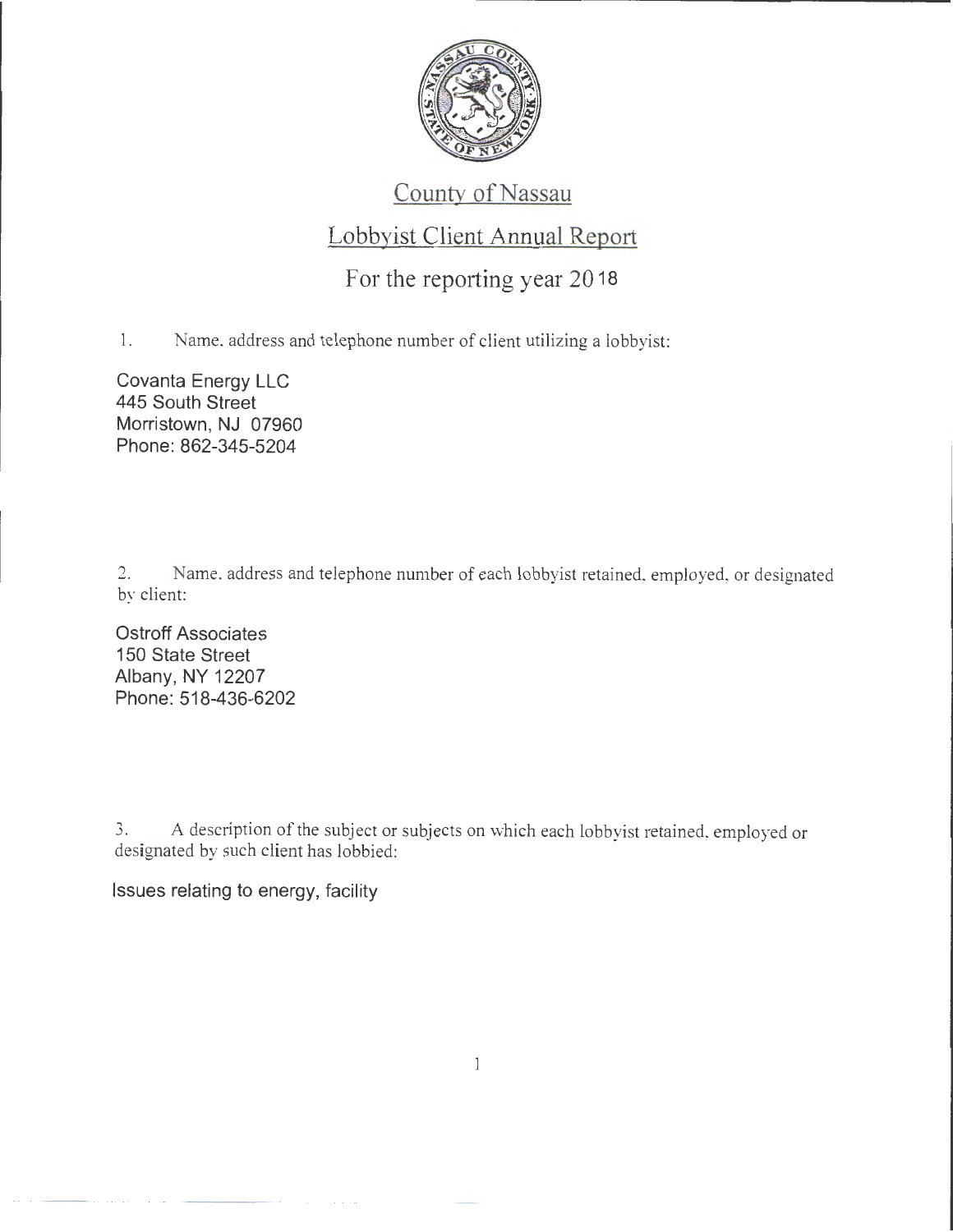# County of Nassau

## Lobbyist Client Annual Report

### For the reporting year 2018

1. Name, address and telephone number of client utilizing a lobbyist:

Covanta Energy LLC
445 South Street
Morristown, NJ 07960
Phone: 862-345-5204

2. Name, address and telephone number of each lobbyist retained, employed, or designated by client:

Ostroff Associates
150 State Street
Albany, NY 12207
Phone: 518-436-6202

3. A description of the subject or subjects on which each lobbyist retained, employed or designated by such client has lobbied:

Issues relating to energy, facility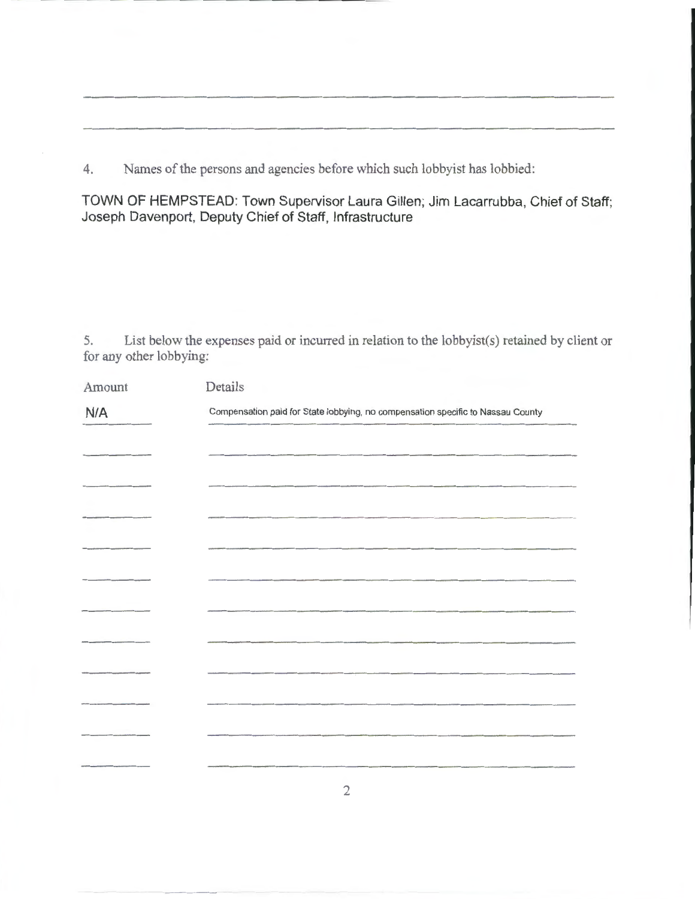4. Names of the persons and agencies before which such lobbyist has lobbied:

TOWN OF HEMPSTEAD: Town Supervisor Laura Gillen; Jim Lacarrubba, Chief of Staff; Joseph Davenport, Deputy Chief of Staff, Infrastructure

5. List below the expenses paid or incurred in relation to the lobbyist(s) retained by client or for any other lobbying:

| Amount | Details |
| --- | --- |
| N/A | Compensation paid for State lobbying, no compensation specific to Nassau County |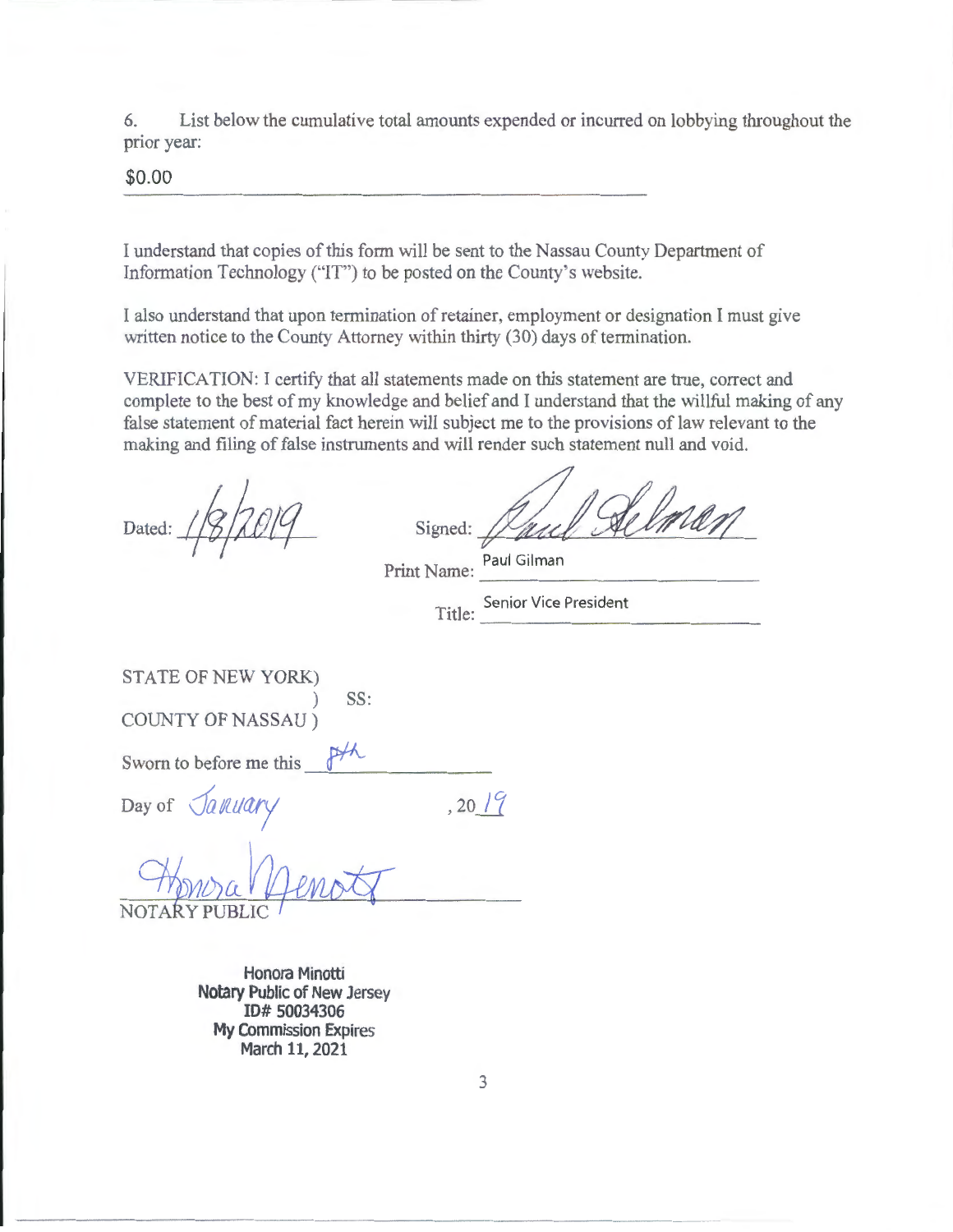6. List below the cumulative total amounts expended or incurred on lobbying throughout the prior year:

$0.00

I understand that copies of this form will be sent to the Nassau County Department of Information Technology ("IT") to be posted on the County's website.

I also understand that upon termination of retainer, employment or designation I must give written notice to the County Attorney within thirty (30) days of termination.

VERIFICATION: I certify that all statements made on this statement are true, correct and complete to the best of my knowledge and belief and I understand that the willful making of any false statement of material fact herein will subject me to the provisions of law relevant to the making and filing of false instruments and will render such statement null and void.

Dated: 1/8/2019

Signed: Paul Gilman

Print Name: Paul Gilman

Title: Senior Vice President

STATE OF NEW YORK)
) SS:
COUNTY OF NASSAU )

Sworn to before me this 8th

Day of January, 2019

Honora Minotti
NOTARY PUBLIC

**Honora Minotti**
**Notary Public of New Jersey**
**ID# 50034306**
**My Commission Expires**
**March 11, 2021**